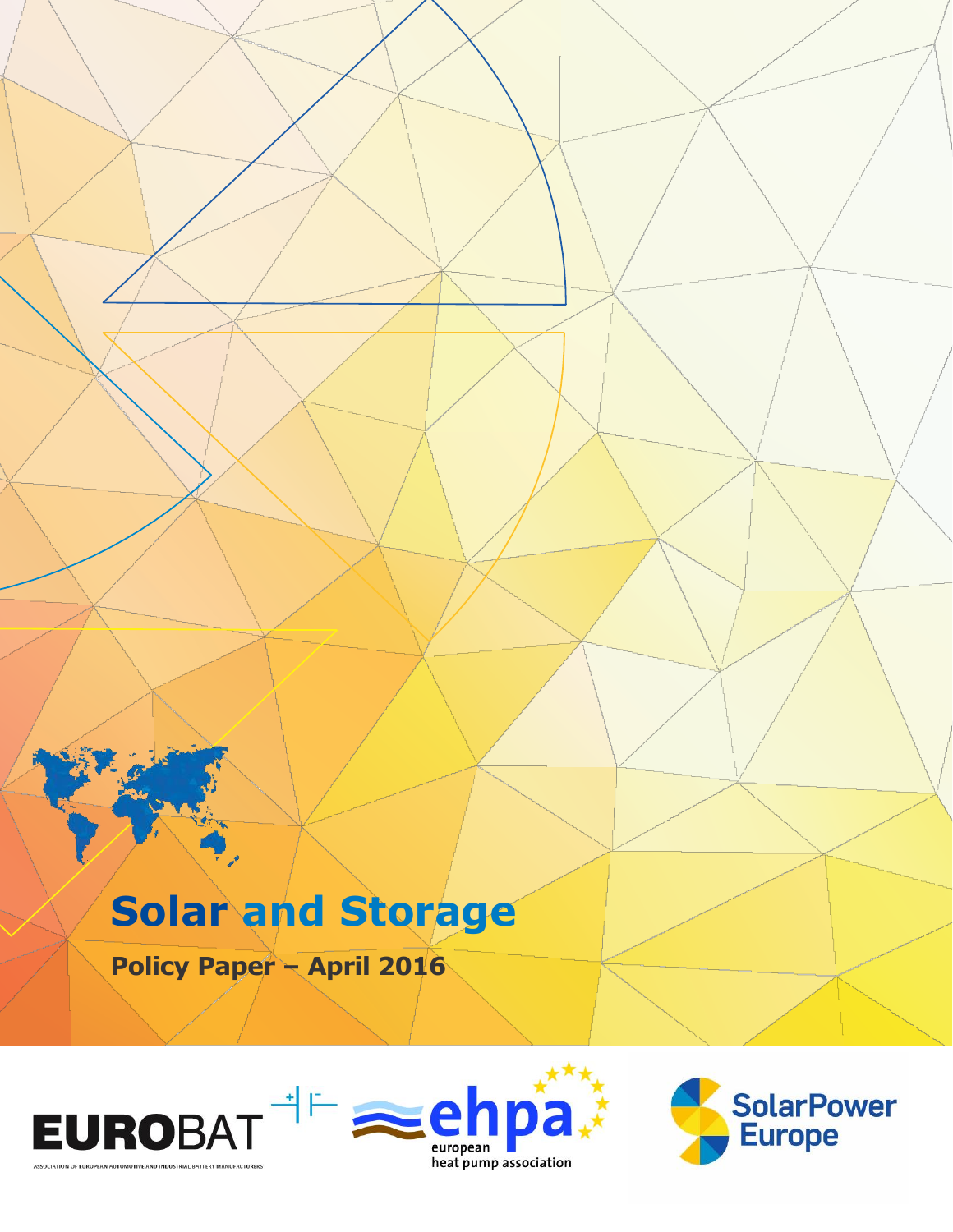# Solar and Storage

**Policy Paper – April 2016**

EUROBAT

ASSOCIATION OF EUROPEAN AUTOMOTIVE AND INDUSTRIAL BATTERY MANUFACTURERS

ehpa

european heat pump association

SolarPower Europe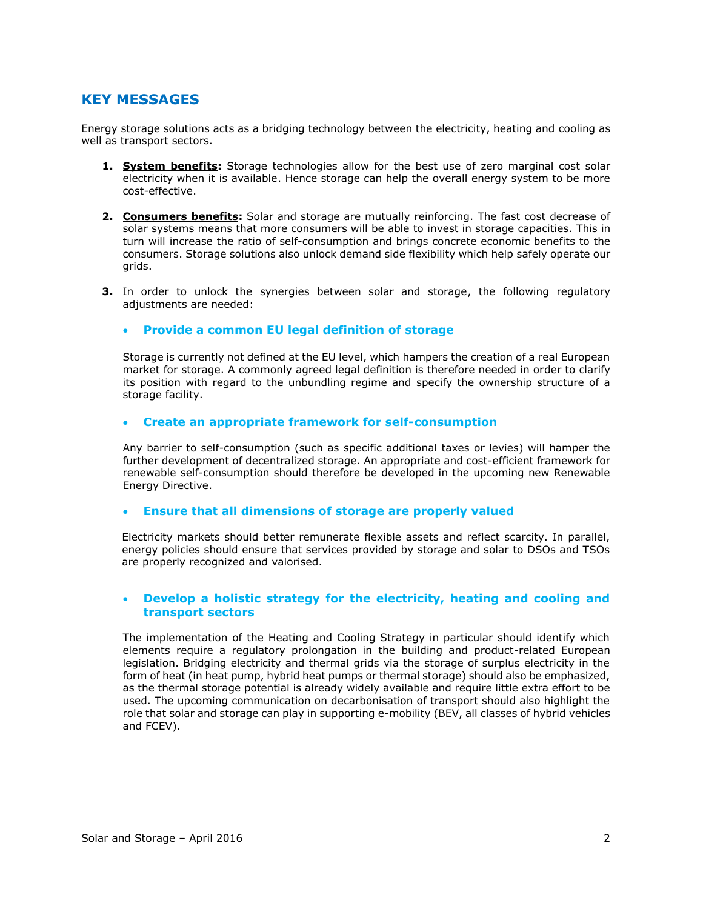## KEY MESSAGES

Energy storage solutions acts as a bridging technology between the electricity, heating and cooling as well as transport sectors.

1. **System benefits:** Storage technologies allow for the best use of zero marginal cost solar electricity when it is available. Hence storage can help the overall energy system to be more cost-effective.

2. **Consumers benefits:** Solar and storage are mutually reinforcing. The fast cost decrease of solar systems means that more consumers will be able to invest in storage capacities. This in turn will increase the ratio of self-consumption and brings concrete economic benefits to the consumers. Storage solutions also unlock demand side flexibility which help safely operate our grids.

3. In order to unlock the synergies between solar and storage, the following regulatory adjustments are needed:

   - **Provide a common EU legal definition of storage**

     Storage is currently not defined at the EU level, which hampers the creation of a real European market for storage. A commonly agreed legal definition is therefore needed in order to clarify its position with regard to the unbundling regime and specify the ownership structure of a storage facility.

   - **Create an appropriate framework for self-consumption**

     Any barrier to self-consumption (such as specific additional taxes or levies) will hamper the further development of decentralized storage. An appropriate and cost-efficient framework for renewable self-consumption should therefore be developed in the upcoming new Renewable Energy Directive.

   - **Ensure that all dimensions of storage are properly valued**

     Electricity markets should better remunerate flexible assets and reflect scarcity. In parallel, energy policies should ensure that services provided by storage and solar to DSOs and TSOs are properly recognized and valorised.

   - **Develop a holistic strategy for the electricity, heating and cooling and transport sectors**

     The implementation of the Heating and Cooling Strategy in particular should identify which elements require a regulatory prolongation in the building and product-related European legislation. Bridging electricity and thermal grids via the storage of surplus electricity in the form of heat (in heat pump, hybrid heat pumps or thermal storage) should also be emphasized, as the thermal storage potential is already widely available and require little extra effort to be used. The upcoming communication on decarbonisation of transport should also highlight the role that solar and storage can play in supporting e-mobility (BEV, all classes of hybrid vehicles and FCEV).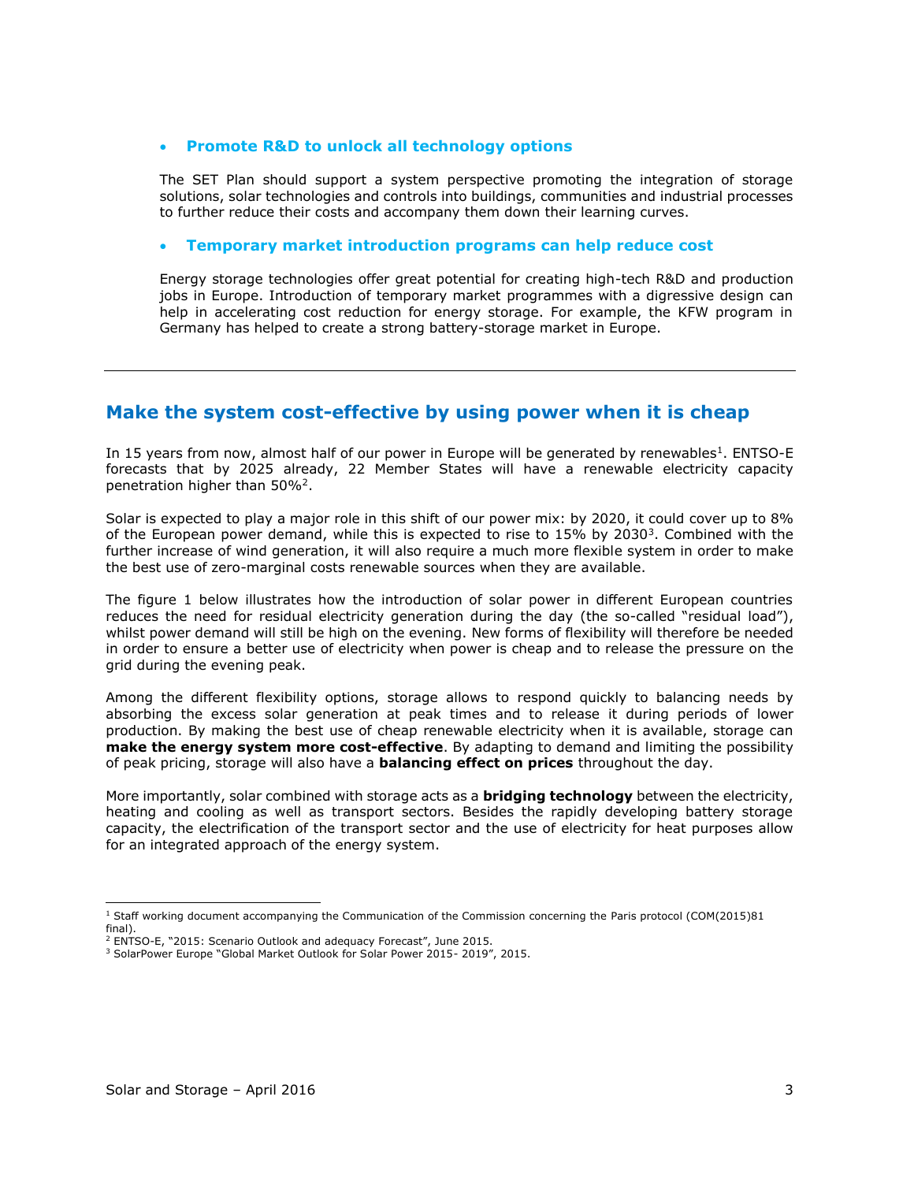- **Promote R&D to unlock all technology options**

  The SET Plan should support a system perspective promoting the integration of storage solutions, solar technologies and controls into buildings, communities and industrial processes to further reduce their costs and accompany them down their learning curves.

- **Temporary market introduction programs can help reduce cost**

  Energy storage technologies offer great potential for creating high-tech R&D and production jobs in Europe. Introduction of temporary market programmes with a digressive design can help in accelerating cost reduction for energy storage. For example, the KFW program in Germany has helped to create a strong battery-storage market in Europe.

---

## Make the system cost-effective by using power when it is cheap

In 15 years from now, almost half of our power in Europe will be generated by renewables[1]. ENTSO-E forecasts that by 2025 already, 22 Member States will have a renewable electricity capacity penetration higher than 50%[2].

Solar is expected to play a major role in this shift of our power mix: by 2020, it could cover up to 8% of the European power demand, while this is expected to rise to 15% by 2030[3]. Combined with the further increase of wind generation, it will also require a much more flexible system in order to make the best use of zero-marginal costs renewable sources when they are available.

The figure 1 below illustrates how the introduction of solar power in different European countries reduces the need for residual electricity generation during the day (the so-called "residual load"), whilst power demand will still be high on the evening. New forms of flexibility will therefore be needed in order to ensure a better use of electricity when power is cheap and to release the pressure on the grid during the evening peak.

Among the different flexibility options, storage allows to respond quickly to balancing needs by absorbing the excess solar generation at peak times and to release it during periods of lower production. By making the best use of cheap renewable electricity when it is available, storage can **make the energy system more cost-effective**. By adapting to demand and limiting the possibility of peak pricing, storage will also have a **balancing effect on prices** throughout the day.

More importantly, solar combined with storage acts as a **bridging technology** between the electricity, heating and cooling as well as transport sectors. Besides the rapidly developing battery storage capacity, the electrification of the transport sector and the use of electricity for heat purposes allow for an integrated approach of the energy system.

---

[1] Staff working document accompanying the Communication of the Commission concerning the Paris protocol (COM(2015)81 final).

[2] ENTSO-E, "2015: Scenario Outlook and adequacy Forecast", June 2015.

[3] SolarPower Europe "Global Market Outlook for Solar Power 2015- 2019", 2015.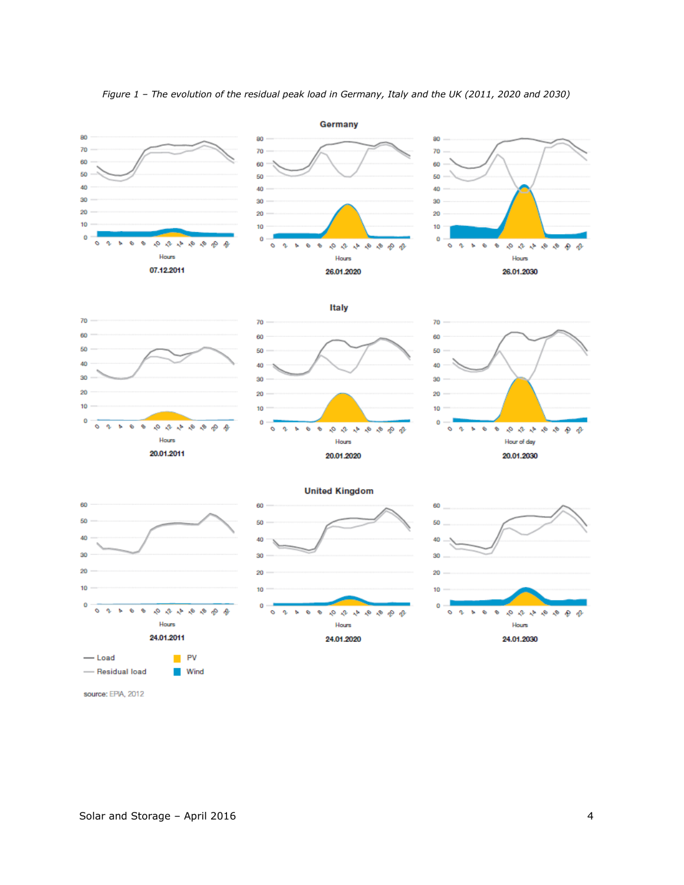*Figure 1 – The evolution of the residual peak load in Germany, Italy and the UK (2011, 2020 and 2030)*

source: EPIA, 2012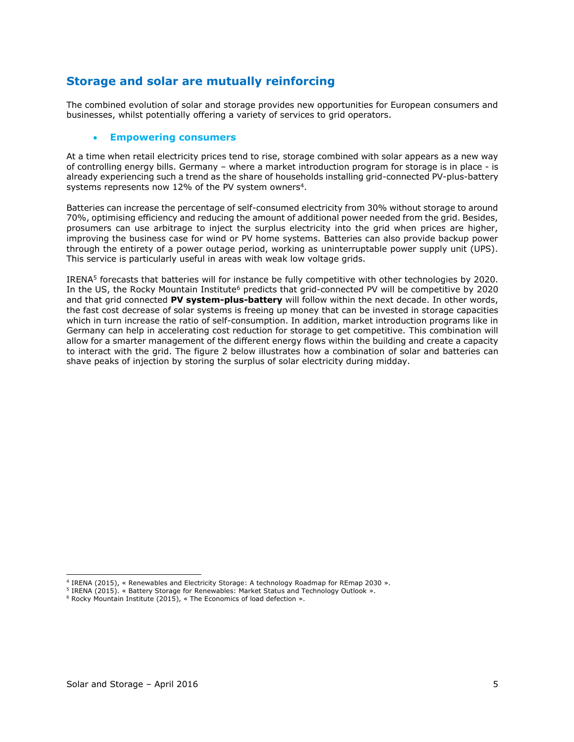## Storage and solar are mutually reinforcing

The combined evolution of solar and storage provides new opportunities for European consumers and businesses, whilst potentially offering a variety of services to grid operators.

- ### Empowering consumers

At a time when retail electricity prices tend to rise, storage combined with solar appears as a new way of controlling energy bills. Germany – where a market introduction program for storage is in place - is already experiencing such a trend as the share of households installing grid-connected PV-plus-battery systems represents now 12% of the PV system owners[4].

Batteries can increase the percentage of self-consumed electricity from 30% without storage to around 70%, optimising efficiency and reducing the amount of additional power needed from the grid. Besides, prosumers can use arbitrage to inject the surplus electricity into the grid when prices are higher, improving the business case for wind or PV home systems. Batteries can also provide backup power through the entirety of a power outage period, working as uninterruptable power supply unit (UPS). This service is particularly useful in areas with weak low voltage grids.

IRENA[5] forecasts that batteries will for instance be fully competitive with other technologies by 2020. In the US, the Rocky Mountain Institute[6] predicts that grid-connected PV will be competitive by 2020 and that grid connected **PV system-plus-battery** will follow within the next decade. In other words, the fast cost decrease of solar systems is freeing up money that can be invested in storage capacities which in turn increase the ratio of self-consumption. In addition, market introduction programs like in Germany can help in accelerating cost reduction for storage to get competitive. This combination will allow for a smarter management of the different energy flows within the building and create a capacity to interact with the grid. The figure 2 below illustrates how a combination of solar and batteries can shave peaks of injection by storing the surplus of solar electricity during midday.

---

[4] IRENA (2015), « Renewables and Electricity Storage: A technology Roadmap for REmap 2030 ».

[5] IRENA (2015). « Battery Storage for Renewables: Market Status and Technology Outlook ».

[6] Rocky Mountain Institute (2015), « The Economics of load defection ».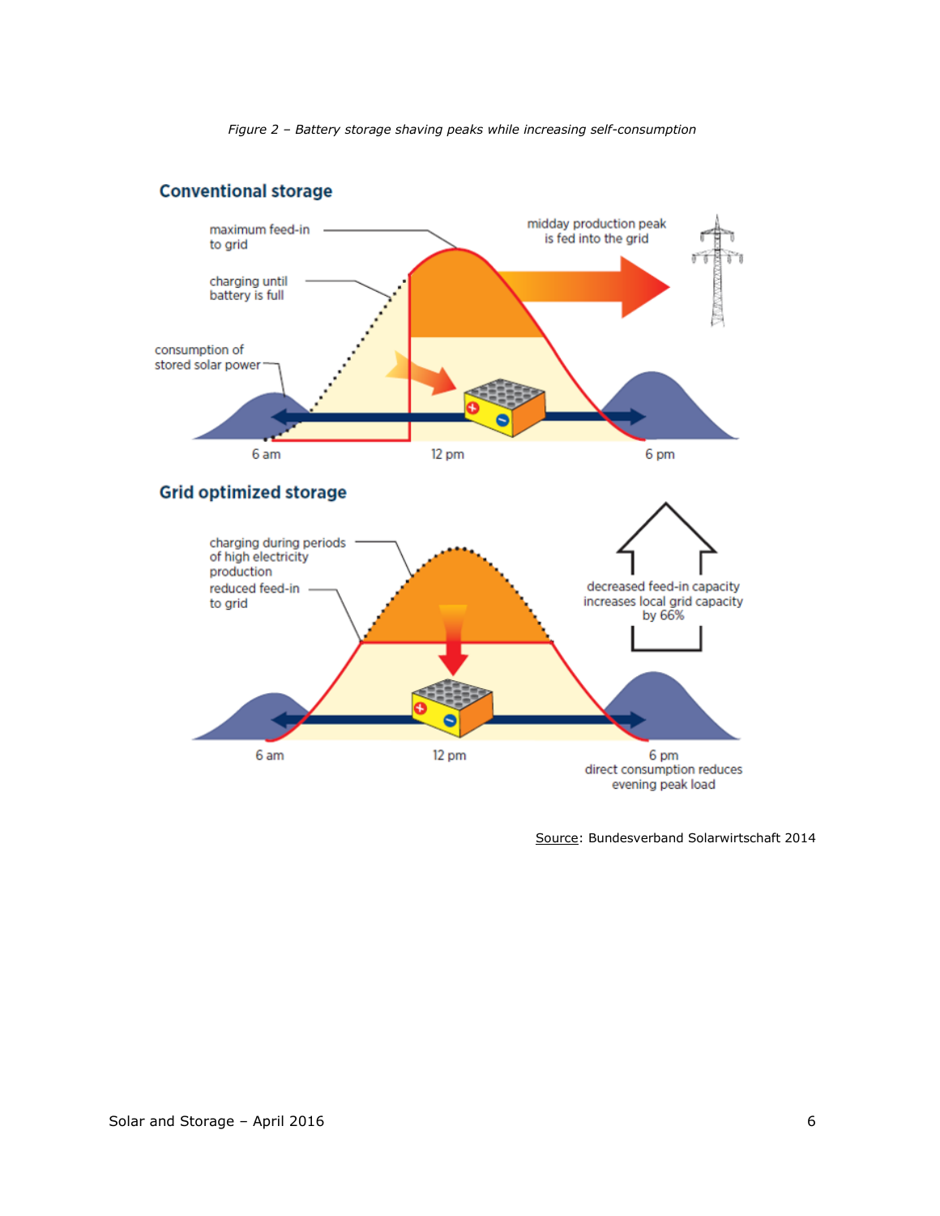*Figure 2 – Battery storage shaving peaks while increasing self-consumption*

Source: Bundesverband Solarwirtschaft 2014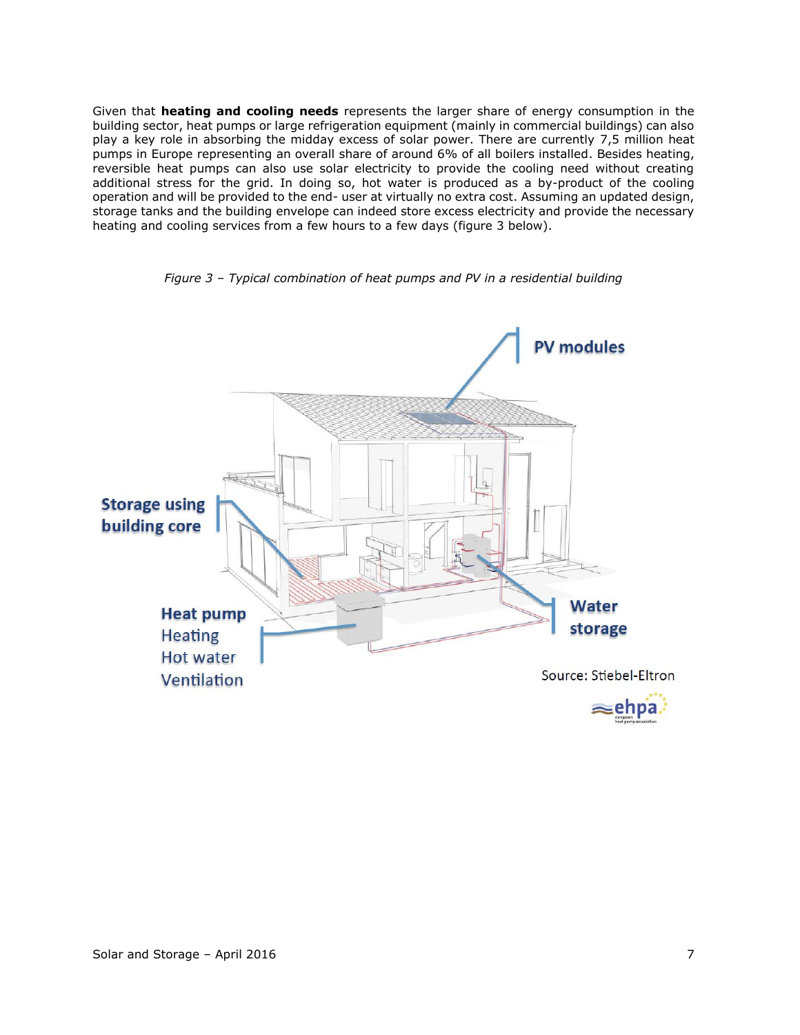Given that **heating and cooling needs** represents the larger share of energy consumption in the building sector, heat pumps or large refrigeration equipment (mainly in commercial buildings) can also play a key role in absorbing the midday excess of solar power. There are currently 7,5 million heat pumps in Europe representing an overall share of around 6% of all boilers installed. Besides heating, reversible heat pumps can also use solar electricity to provide the cooling need without creating additional stress for the grid. In doing so, hot water is produced as a by-product of the cooling operation and will be provided to the end- user at virtually no extra cost. Assuming an updated design, storage tanks and the building envelope can indeed store excess electricity and provide the necessary heating and cooling services from a few hours to a few days (figure 3 below).

*Figure 3 – Typical combination of heat pumps and PV in a residential building*

Source: Stiebel-Eltron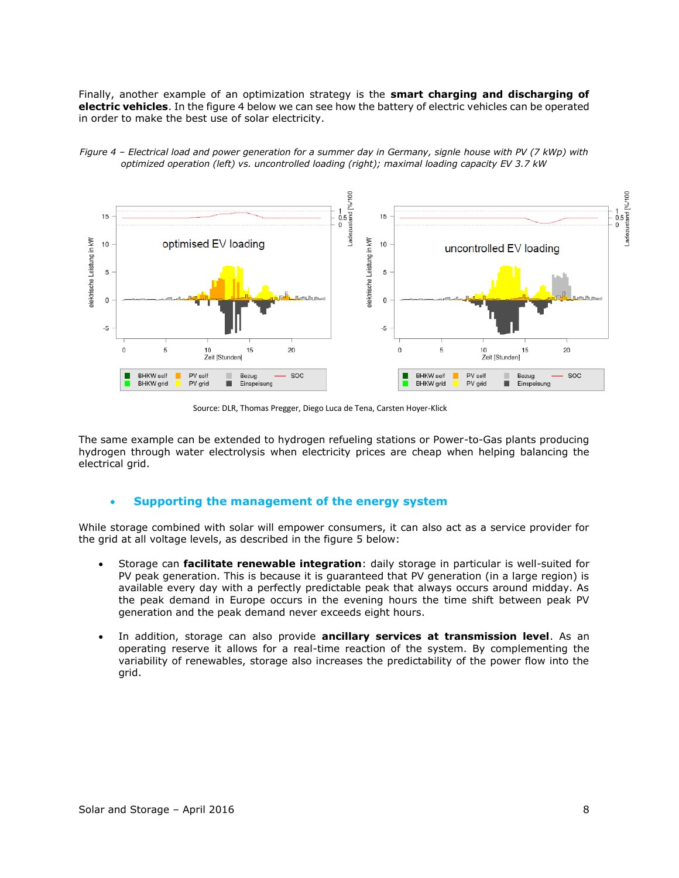Finally, another example of an optimization strategy is the **smart charging and discharging of electric vehicles**. In the figure 4 below we can see how the battery of electric vehicles can be operated in order to make the best use of solar electricity.

*Figure 4 – Electrical load and power generation for a summer day in Germany, signle house with PV (7 kWp) with optimized operation (left) vs. uncontrolled loading (right); maximal loading capacity EV 3.7 kW*

Source: DLR, Thomas Pregger, Diego Luca de Tena, Carsten Hoyer-Klick

The same example can be extended to hydrogen refueling stations or Power-to-Gas plants producing hydrogen through water electrolysis when electricity prices are cheap when helping balancing the electrical grid.

- ### Supporting the management of the energy system

While storage combined with solar will empower consumers, it can also act as a service provider for the grid at all voltage levels, as described in the figure 5 below:

- Storage can **facilitate renewable integration**: daily storage in particular is well-suited for PV peak generation. This is because it is guaranteed that PV generation (in a large region) is available every day with a perfectly predictable peak that always occurs around midday. As the peak demand in Europe occurs in the evening hours the time shift between peak PV generation and the peak demand never exceeds eight hours.

- In addition, storage can also provide **ancillary services at transmission level**. As an operating reserve it allows for a real-time reaction of the system. By complementing the variability of renewables, storage also increases the predictability of the power flow into the grid.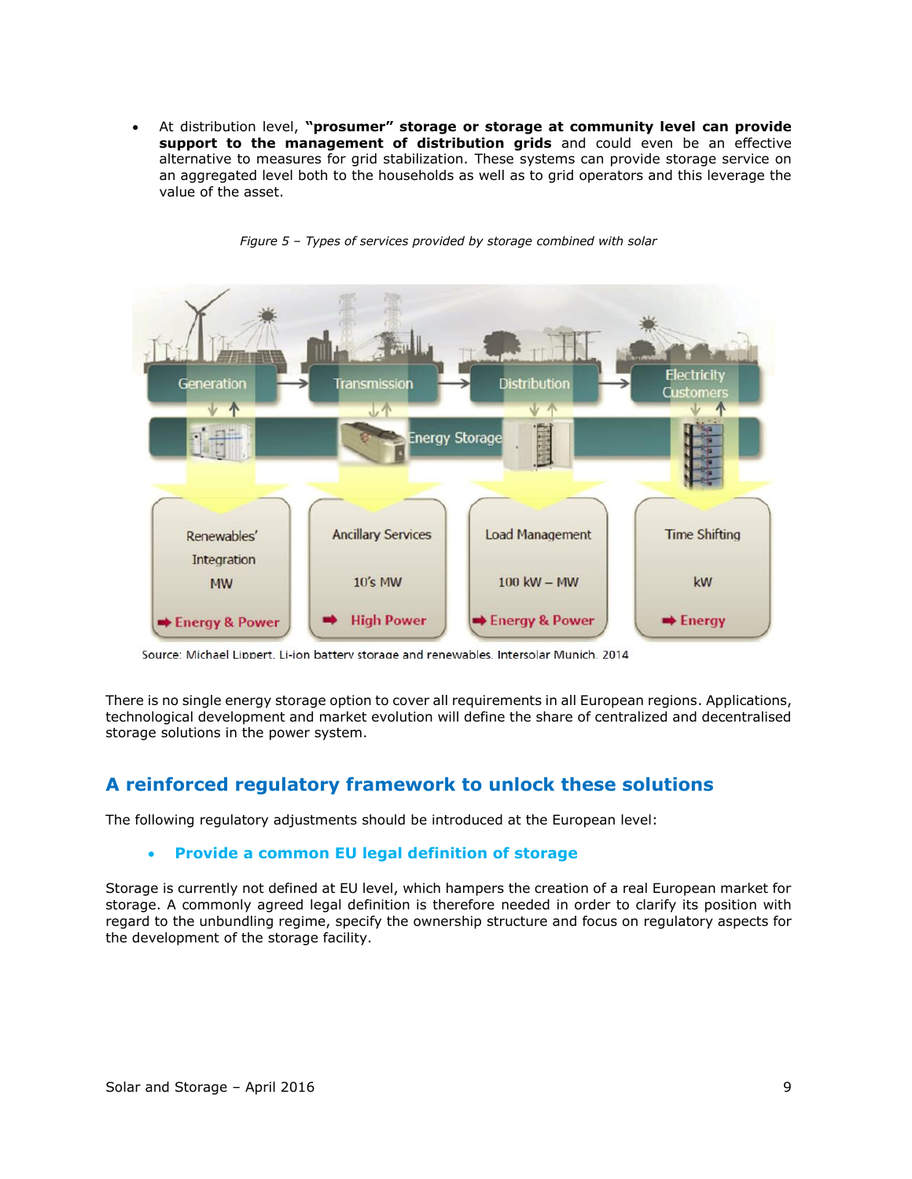- At distribution level, **"prosumer" storage or storage at community level can provide support to the management of distribution grids** and could even be an effective alternative to measures for grid stabilization. These systems can provide storage service on an aggregated level both to the households as well as to grid operators and this leverage the value of the asset.

*Figure 5 – Types of services provided by storage combined with solar*

Source: Michael Lippert, Li-ion battery storage and renewables, Intersolar Munich, 2014

There is no single energy storage option to cover all requirements in all European regions. Applications, technological development and market evolution will define the share of centralized and decentralised storage solutions in the power system.

## A reinforced regulatory framework to unlock these solutions

The following regulatory adjustments should be introduced at the European level:

- **Provide a common EU legal definition of storage**

Storage is currently not defined at EU level, which hampers the creation of a real European market for storage. A commonly agreed legal definition is therefore needed in order to clarify its position with regard to the unbundling regime, specify the ownership structure and focus on regulatory aspects for the development of the storage facility.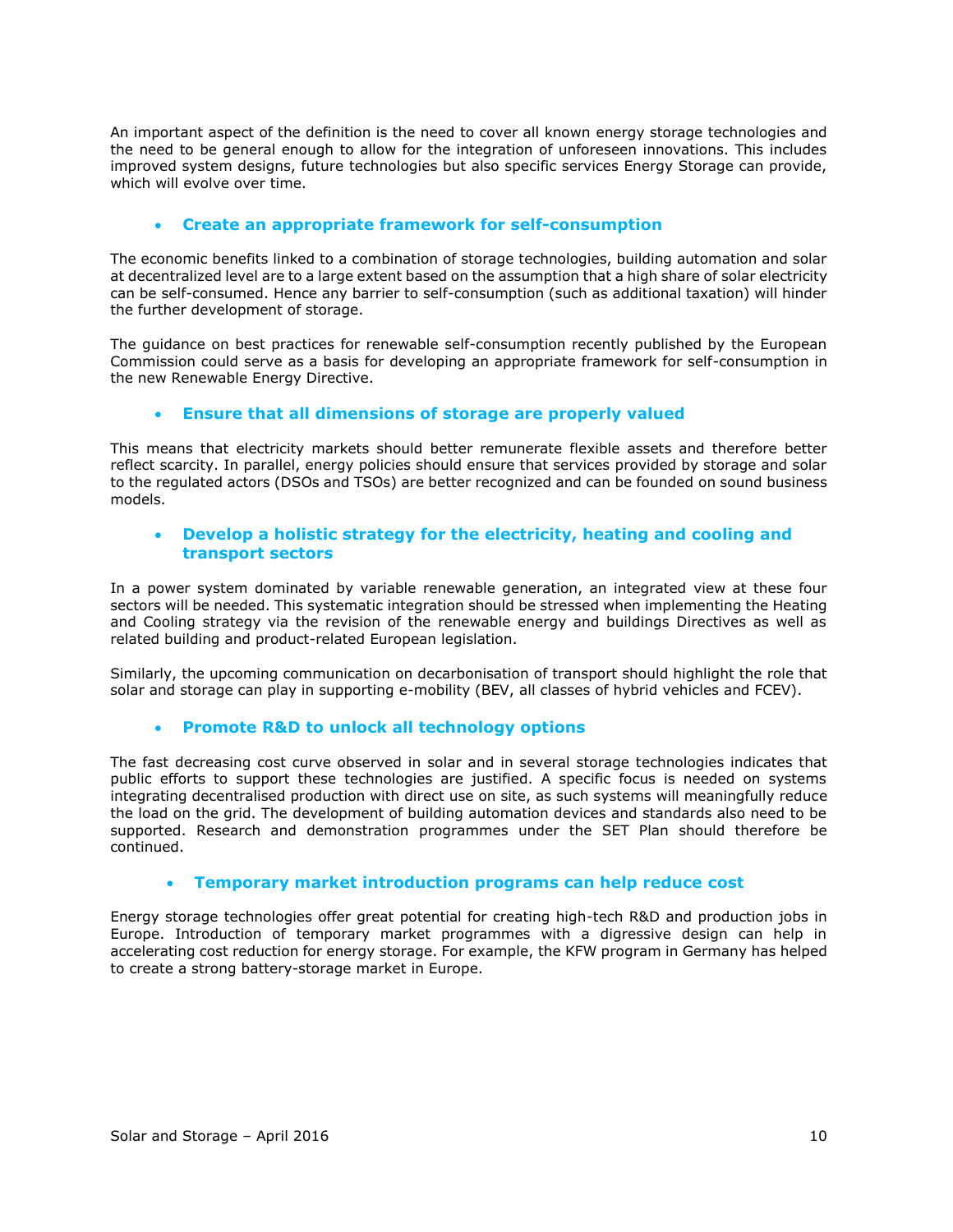An important aspect of the definition is the need to cover all known energy storage technologies and the need to be general enough to allow for the integration of unforeseen innovations. This includes improved system designs, future technologies but also specific services Energy Storage can provide, which will evolve over time.

- **Create an appropriate framework for self-consumption**

The economic benefits linked to a combination of storage technologies, building automation and solar at decentralized level are to a large extent based on the assumption that a high share of solar electricity can be self-consumed. Hence any barrier to self-consumption (such as additional taxation) will hinder the further development of storage.

The guidance on best practices for renewable self-consumption recently published by the European Commission could serve as a basis for developing an appropriate framework for self-consumption in the new Renewable Energy Directive.

- **Ensure that all dimensions of storage are properly valued**

This means that electricity markets should better remunerate flexible assets and therefore better reflect scarcity. In parallel, energy policies should ensure that services provided by storage and solar to the regulated actors (DSOs and TSOs) are better recognized and can be founded on sound business models.

- **Develop a holistic strategy for the electricity, heating and cooling and transport sectors**

In a power system dominated by variable renewable generation, an integrated view at these four sectors will be needed. This systematic integration should be stressed when implementing the Heating and Cooling strategy via the revision of the renewable energy and buildings Directives as well as related building and product-related European legislation.

Similarly, the upcoming communication on decarbonisation of transport should highlight the role that solar and storage can play in supporting e-mobility (BEV, all classes of hybrid vehicles and FCEV).

- **Promote R&D to unlock all technology options**

The fast decreasing cost curve observed in solar and in several storage technologies indicates that public efforts to support these technologies are justified. A specific focus is needed on systems integrating decentralised production with direct use on site, as such systems will meaningfully reduce the load on the grid. The development of building automation devices and standards also need to be supported. Research and demonstration programmes under the SET Plan should therefore be continued.

- **Temporary market introduction programs can help reduce cost**

Energy storage technologies offer great potential for creating high-tech R&D and production jobs in Europe. Introduction of temporary market programmes with a digressive design can help in accelerating cost reduction for energy storage. For example, the KFW program in Germany has helped to create a strong battery-storage market in Europe.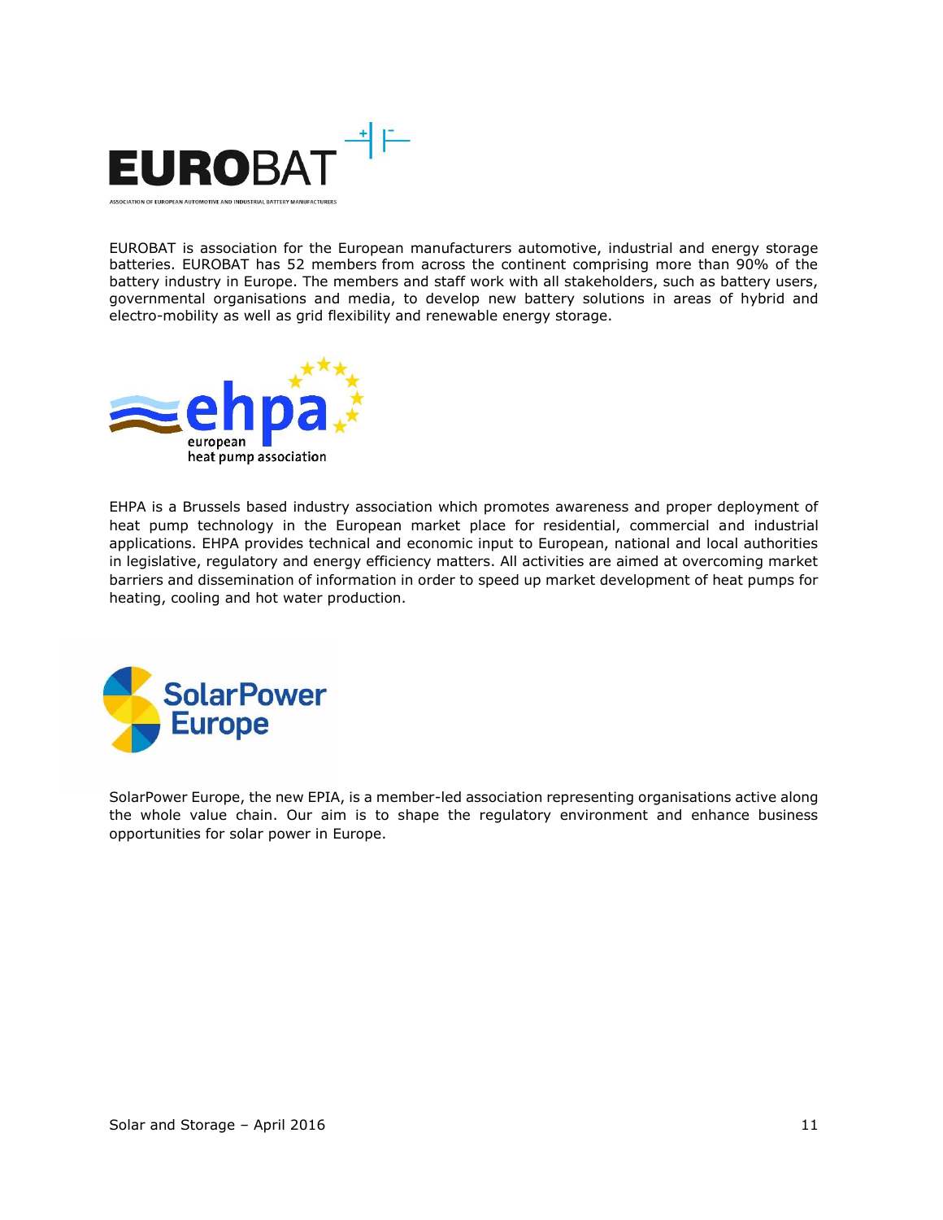EUROBAT is association for the European manufacturers automotive, industrial and energy storage batteries. EUROBAT has 52 members from across the continent comprising more than 90% of the battery industry in Europe. The members and staff work with all stakeholders, such as battery users, governmental organisations and media, to develop new battery solutions in areas of hybrid and electro-mobility as well as grid flexibility and renewable energy storage.

EHPA is a Brussels based industry association which promotes awareness and proper deployment of heat pump technology in the European market place for residential, commercial and industrial applications. EHPA provides technical and economic input to European, national and local authorities in legislative, regulatory and energy efficiency matters. All activities are aimed at overcoming market barriers and dissemination of information in order to speed up market development of heat pumps for heating, cooling and hot water production.

SolarPower Europe, the new EPIA, is a member-led association representing organisations active along the whole value chain. Our aim is to shape the regulatory environment and enhance business opportunities for solar power in Europe.